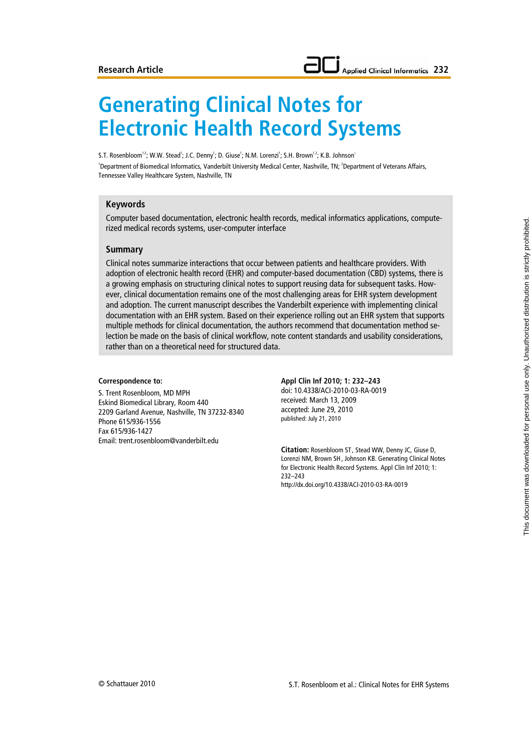Research Article

# Generating Clinical Notes for Electronic Health Record Systems

S.T. Rosenbloom[1,2]; W.W. Stead[1]; J.C. Denny[1]; D. Giuse[1]; N.M. Lorenzi[1]; S.H. Brown[1,2]; K.B. Johnson[1]

[1]Department of Biomedical Informatics, Vanderbilt University Medical Center, Nashville, TN; [2]Department of Veterans Affairs, Tennessee Valley Healthcare System, Nashville, TN

## Keywords

Computer based documentation, electronic health records, medical informatics applications, computerized medical records systems, user-computer interface

## Summary

Clinical notes summarize interactions that occur between patients and healthcare providers. With adoption of electronic health record (EHR) and computer-based documentation (CBD) systems, there is a growing emphasis on structuring clinical notes to support reusing data for subsequent tasks. However, clinical documentation remains one of the most challenging areas for EHR system development and adoption. The current manuscript describes the Vanderbilt experience with implementing clinical documentation with an EHR system. Based on their experience rolling out an EHR system that supports multiple methods for clinical documentation, the authors recommend that documentation method selection be made on the basis of clinical workflow, note content standards and usability considerations, rather than on a theoretical need for structured data.

**Correspondence to:**

S. Trent Rosenbloom, MD MPH
Eskind Biomedical Library, Room 440
2209 Garland Avenue, Nashville, TN 37232-8340
Phone 615/936-1556
Fax 615/936-1427
Email: trent.rosenbloom@vanderbilt.edu

**Appl Clin Inf 2010; 1: 232–243**
doi: 10.4338/ACI-2010-03-RA-0019
received: March 13, 2009
accepted: June 29, 2010
published: July 21, 2010

**Citation:** Rosenbloom ST, Stead WW, Denny JC, Giuse D, Lorenzi NM, Brown SH, Johnson KB. Generating Clinical Notes for Electronic Health Record Systems. Appl Clin Inf 2010; 1: 232–243
http://dx.doi.org/10.4338/ACI-2010-03-RA-0019

© Schattauer 2010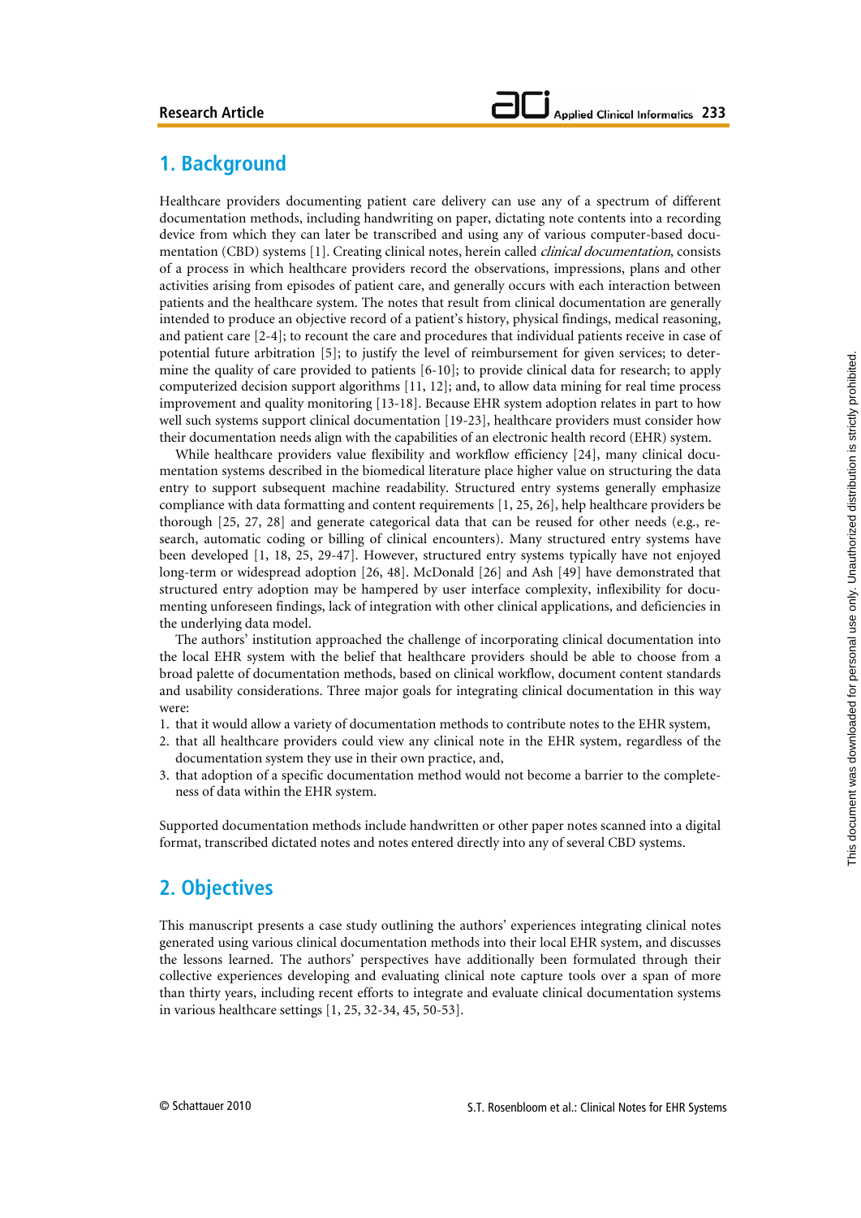## 1. Background

Healthcare providers documenting patient care delivery can use any of a spectrum of different documentation methods, including handwriting on paper, dictating note contents into a recording device from which they can later be transcribed and using any of various computer-based documentation (CBD) systems [1]. Creating clinical notes, herein called *clinical documentation*, consists of a process in which healthcare providers record the observations, impressions, plans and other activities arising from episodes of patient care, and generally occurs with each interaction between patients and the healthcare system. The notes that result from clinical documentation are generally intended to produce an objective record of a patient's history, physical findings, medical reasoning, and patient care [2-4]; to recount the care and procedures that individual patients receive in case of potential future arbitration [5]; to justify the level of reimbursement for given services; to determine the quality of care provided to patients [6-10]; to provide clinical data for research; to apply computerized decision support algorithms [11, 12]; and, to allow data mining for real time process improvement and quality monitoring [13-18]. Because EHR system adoption relates in part to how well such systems support clinical documentation [19-23], healthcare providers must consider how their documentation needs align with the capabilities of an electronic health record (EHR) system.

While healthcare providers value flexibility and workflow efficiency [24], many clinical documentation systems described in the biomedical literature place higher value on structuring the data entry to support subsequent machine readability. Structured entry systems generally emphasize compliance with data formatting and content requirements [1, 25, 26], help healthcare providers be thorough [25, 27, 28] and generate categorical data that can be reused for other needs (e.g., research, automatic coding or billing of clinical encounters). Many structured entry systems have been developed [1, 18, 25, 29-47]. However, structured entry systems typically have not enjoyed long-term or widespread adoption [26, 48]. McDonald [26] and Ash [49] have demonstrated that structured entry adoption may be hampered by user interface complexity, inflexibility for documenting unforeseen findings, lack of integration with other clinical applications, and deficiencies in the underlying data model.

The authors' institution approached the challenge of incorporating clinical documentation into the local EHR system with the belief that healthcare providers should be able to choose from a broad palette of documentation methods, based on clinical workflow, document content standards and usability considerations. Three major goals for integrating clinical documentation in this way were:

1. that it would allow a variety of documentation methods to contribute notes to the EHR system,
2. that all healthcare providers could view any clinical note in the EHR system, regardless of the documentation system they use in their own practice, and,
3. that adoption of a specific documentation method would not become a barrier to the completeness of data within the EHR system.

Supported documentation methods include handwritten or other paper notes scanned into a digital format, transcribed dictated notes and notes entered directly into any of several CBD systems.

## 2. Objectives

This manuscript presents a case study outlining the authors' experiences integrating clinical notes generated using various clinical documentation methods into their local EHR system, and discusses the lessons learned. The authors' perspectives have additionally been formulated through their collective experiences developing and evaluating clinical note capture tools over a span of more than thirty years, including recent efforts to integrate and evaluate clinical documentation systems in various healthcare settings [1, 25, 32-34, 45, 50-53].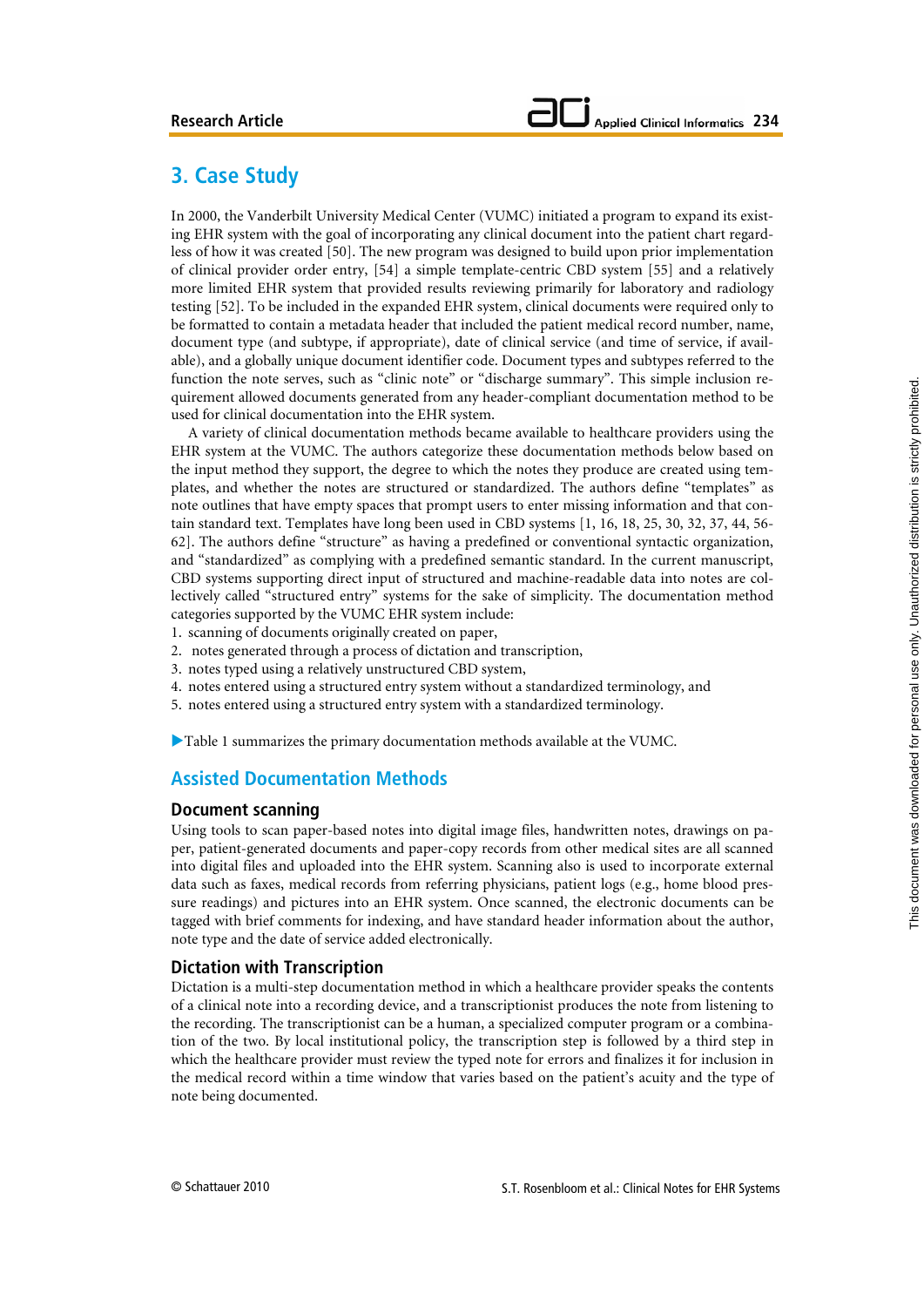## 3. Case Study

In 2000, the Vanderbilt University Medical Center (VUMC) initiated a program to expand its existing EHR system with the goal of incorporating any clinical document into the patient chart regardless of how it was created [50]. The new program was designed to build upon prior implementation of clinical provider order entry, [54] a simple template-centric CBD system [55] and a relatively more limited EHR system that provided results reviewing primarily for laboratory and radiology testing [52]. To be included in the expanded EHR system, clinical documents were required only to be formatted to contain a metadata header that included the patient medical record number, name, document type (and subtype, if appropriate), date of clinical service (and time of service, if available), and a globally unique document identifier code. Document types and subtypes referred to the function the note serves, such as "clinic note" or "discharge summary". This simple inclusion requirement allowed documents generated from any header-compliant documentation method to be used for clinical documentation into the EHR system.

A variety of clinical documentation methods became available to healthcare providers using the EHR system at the VUMC. The authors categorize these documentation methods below based on the input method they support, the degree to which the notes they produce are created using templates, and whether the notes are structured or standardized. The authors define "templates" as note outlines that have empty spaces that prompt users to enter missing information and that contain standard text. Templates have long been used in CBD systems [1, 16, 18, 25, 30, 32, 37, 44, 56-62]. The authors define "structure" as having a predefined or conventional syntactic organization, and "standardized" as complying with a predefined semantic standard. In the current manuscript, CBD systems supporting direct input of structured and machine-readable data into notes are collectively called "structured entry" systems for the sake of simplicity. The documentation method categories supported by the VUMC EHR system include:

1. scanning of documents originally created on paper,
2. notes generated through a process of dictation and transcription,
3. notes typed using a relatively unstructured CBD system,
4. notes entered using a structured entry system without a standardized terminology, and
5. notes entered using a structured entry system with a standardized terminology.

▶Table 1 summarizes the primary documentation methods available at the VUMC.

### Assisted Documentation Methods

#### Document scanning

Using tools to scan paper-based notes into digital image files, handwritten notes, drawings on paper, patient-generated documents and paper-copy records from other medical sites are all scanned into digital files and uploaded into the EHR system. Scanning also is used to incorporate external data such as faxes, medical records from referring physicians, patient logs (e.g., home blood pressure readings) and pictures into an EHR system. Once scanned, the electronic documents can be tagged with brief comments for indexing, and have standard header information about the author, note type and the date of service added electronically.

#### Dictation with Transcription

Dictation is a multi-step documentation method in which a healthcare provider speaks the contents of a clinical note into a recording device, and a transcriptionist produces the note from listening to the recording. The transcriptionist can be a human, a specialized computer program or a combination of the two. By local institutional policy, the transcription step is followed by a third step in which the healthcare provider must review the typed note for errors and finalizes it for inclusion in the medical record within a time window that varies based on the patient's acuity and the type of note being documented.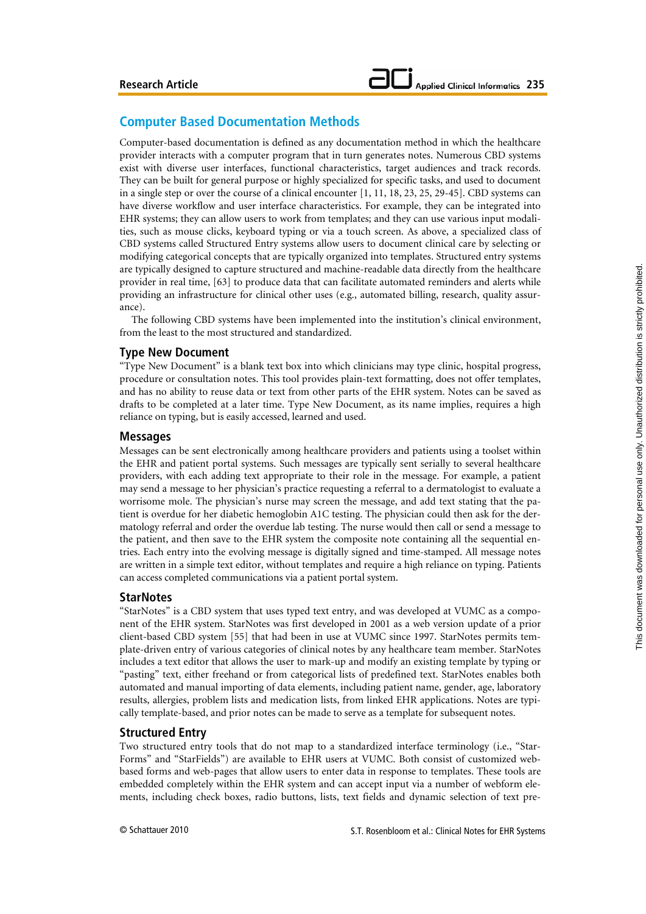## Computer Based Documentation Methods

Computer-based documentation is defined as any documentation method in which the healthcare provider interacts with a computer program that in turn generates notes. Numerous CBD systems exist with diverse user interfaces, functional characteristics, target audiences and track records. They can be built for general purpose or highly specialized for specific tasks, and used to document in a single step or over the course of a clinical encounter [1, 11, 18, 23, 25, 29-45]. CBD systems can have diverse workflow and user interface characteristics. For example, they can be integrated into EHR systems; they can allow users to work from templates; and they can use various input modalities, such as mouse clicks, keyboard typing or via a touch screen. As above, a specialized class of CBD systems called Structured Entry systems allow users to document clinical care by selecting or modifying categorical concepts that are typically organized into templates. Structured entry systems are typically designed to capture structured and machine-readable data directly from the healthcare provider in real time, [63] to produce data that can facilitate automated reminders and alerts while providing an infrastructure for clinical other uses (e.g., automated billing, research, quality assurance).

The following CBD systems have been implemented into the institution's clinical environment, from the least to the most structured and standardized.

### Type New Document

"Type New Document" is a blank text box into which clinicians may type clinic, hospital progress, procedure or consultation notes. This tool provides plain-text formatting, does not offer templates, and has no ability to reuse data or text from other parts of the EHR system. Notes can be saved as drafts to be completed at a later time. Type New Document, as its name implies, requires a high reliance on typing, but is easily accessed, learned and used.

### Messages

Messages can be sent electronically among healthcare providers and patients using a toolset within the EHR and patient portal systems. Such messages are typically sent serially to several healthcare providers, with each adding text appropriate to their role in the message. For example, a patient may send a message to her physician's practice requesting a referral to a dermatologist to evaluate a worrisome mole. The physician's nurse may screen the message, and add text stating that the patient is overdue for her diabetic hemoglobin A1C testing. The physician could then ask for the dermatology referral and order the overdue lab testing. The nurse would then call or send a message to the patient, and then save to the EHR system the composite note containing all the sequential entries. Each entry into the evolving message is digitally signed and time-stamped. All message notes are written in a simple text editor, without templates and require a high reliance on typing. Patients can access completed communications via a patient portal system.

### StarNotes

"StarNotes" is a CBD system that uses typed text entry, and was developed at VUMC as a component of the EHR system. StarNotes was first developed in 2001 as a web version update of a prior client-based CBD system [55] that had been in use at VUMC since 1997. StarNotes permits template-driven entry of various categories of clinical notes by any healthcare team member. StarNotes includes a text editor that allows the user to mark-up and modify an existing template by typing or "pasting" text, either freehand or from categorical lists of predefined text. StarNotes enables both automated and manual importing of data elements, including patient name, gender, age, laboratory results, allergies, problem lists and medication lists, from linked EHR applications. Notes are typically template-based, and prior notes can be made to serve as a template for subsequent notes.

### Structured Entry

Two structured entry tools that do not map to a standardized interface terminology (i.e., "StarForms" and "StarFields") are available to EHR users at VUMC. Both consist of customized web-based forms and web-pages that allow users to enter data in response to templates. These tools are embedded completely within the EHR system and can accept input via a number of webform elements, including check boxes, radio buttons, lists, text fields and dynamic selection of text pre-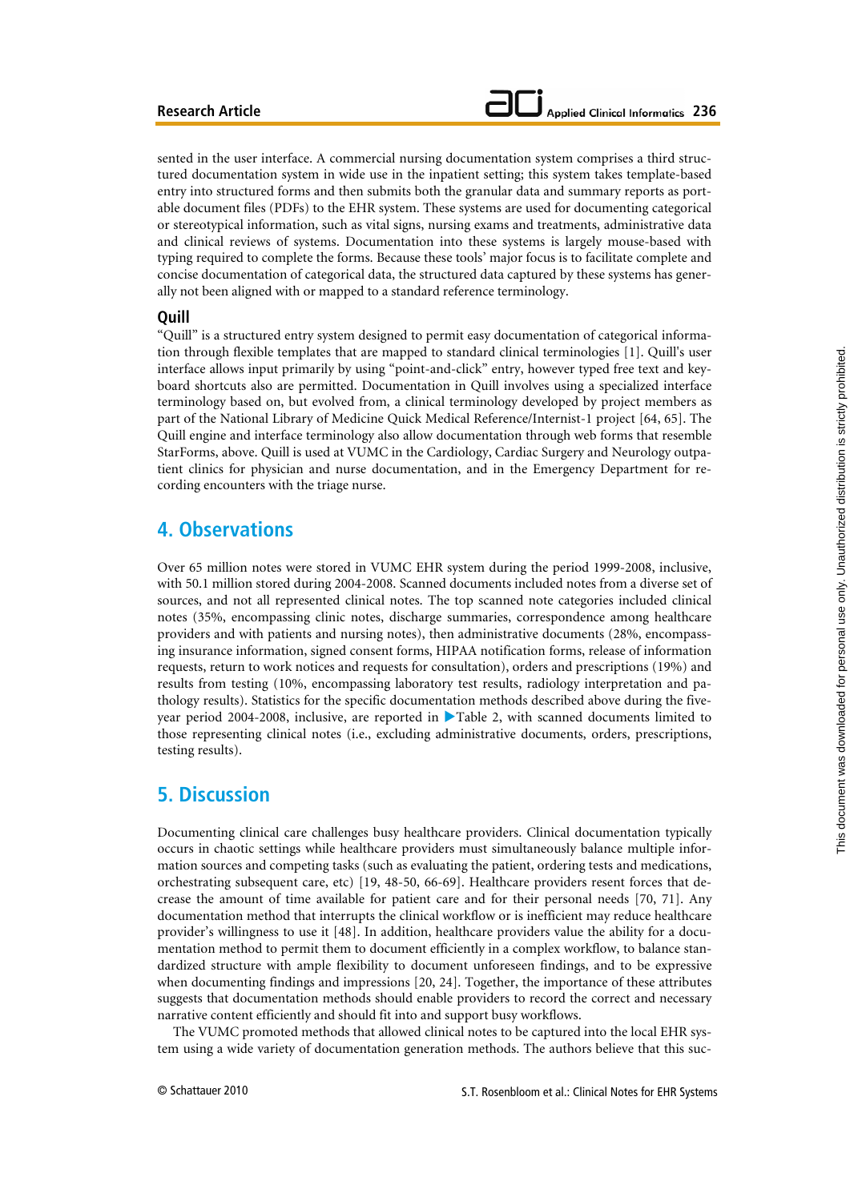sented in the user interface. A commercial nursing documentation system comprises a third structured documentation system in wide use in the inpatient setting; this system takes template-based entry into structured forms and then submits both the granular data and summary reports as portable document files (PDFs) to the EHR system. These systems are used for documenting categorical or stereotypical information, such as vital signs, nursing exams and treatments, administrative data and clinical reviews of systems. Documentation into these systems is largely mouse-based with typing required to complete the forms. Because these tools' major focus is to facilitate complete and concise documentation of categorical data, the structured data captured by these systems has generally not been aligned with or mapped to a standard reference terminology.

### Quill

"Quill" is a structured entry system designed to permit easy documentation of categorical information through flexible templates that are mapped to standard clinical terminologies [1]. Quill's user interface allows input primarily by using "point-and-click" entry, however typed free text and keyboard shortcuts also are permitted. Documentation in Quill involves using a specialized interface terminology based on, but evolved from, a clinical terminology developed by project members as part of the National Library of Medicine Quick Medical Reference/Internist-1 project [64, 65]. The Quill engine and interface terminology also allow documentation through web forms that resemble StarForms, above. Quill is used at VUMC in the Cardiology, Cardiac Surgery and Neurology outpatient clinics for physician and nurse documentation, and in the Emergency Department for recording encounters with the triage nurse.

## 4. Observations

Over 65 million notes were stored in VUMC EHR system during the period 1999-2008, inclusive, with 50.1 million stored during 2004-2008. Scanned documents included notes from a diverse set of sources, and not all represented clinical notes. The top scanned note categories included clinical notes (35%, encompassing clinic notes, discharge summaries, correspondence among healthcare providers and with patients and nursing notes), then administrative documents (28%, encompassing insurance information, signed consent forms, HIPAA notification forms, release of information requests, return to work notices and requests for consultation), orders and prescriptions (19%) and results from testing (10%, encompassing laboratory test results, radiology interpretation and pathology results). Statistics for the specific documentation methods described above during the five-year period 2004-2008, inclusive, are reported in ▶Table 2, with scanned documents limited to those representing clinical notes (i.e., excluding administrative documents, orders, prescriptions, testing results).

## 5. Discussion

Documenting clinical care challenges busy healthcare providers. Clinical documentation typically occurs in chaotic settings while healthcare providers must simultaneously balance multiple information sources and competing tasks (such as evaluating the patient, ordering tests and medications, orchestrating subsequent care, etc) [19, 48-50, 66-69]. Healthcare providers resent forces that decrease the amount of time available for patient care and for their personal needs [70, 71]. Any documentation method that interrupts the clinical workflow or is inefficient may reduce healthcare provider's willingness to use it [48]. In addition, healthcare providers value the ability for a documentation method to permit them to document efficiently in a complex workflow, to balance standardized structure with ample flexibility to document unforeseen findings, and to be expressive when documenting findings and impressions [20, 24]. Together, the importance of these attributes suggests that documentation methods should enable providers to record the correct and necessary narrative content efficiently and should fit into and support busy workflows.

The VUMC promoted methods that allowed clinical notes to be captured into the local EHR system using a wide variety of documentation generation methods. The authors believe that this suc-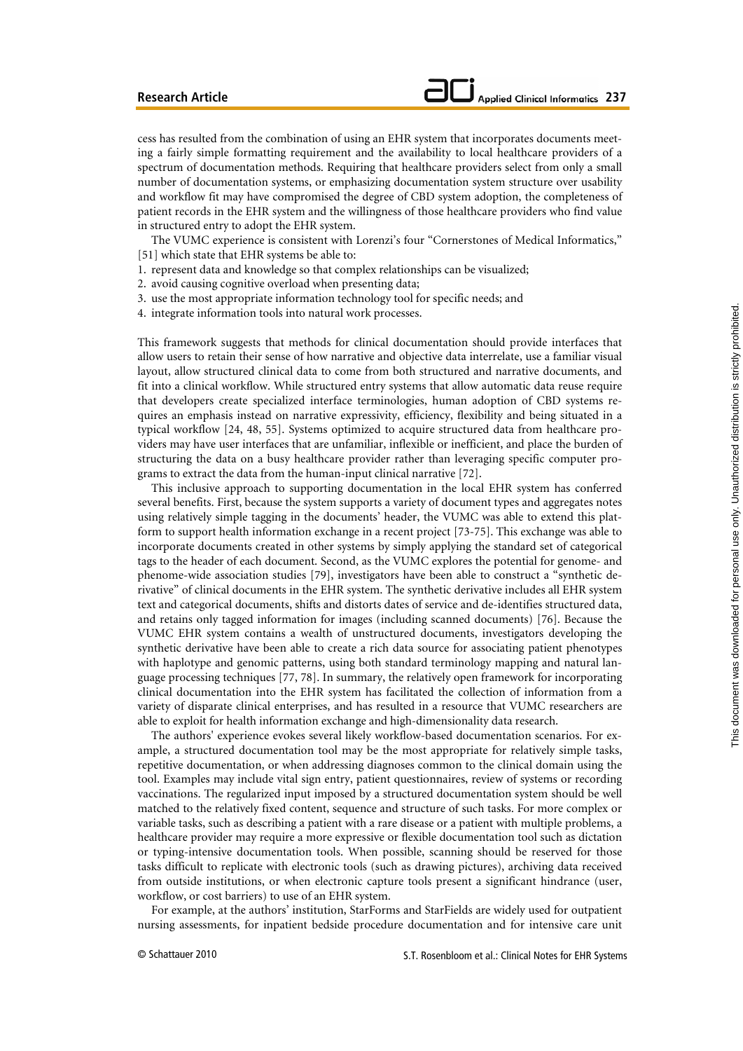cess has resulted from the combination of using an EHR system that incorporates documents meeting a fairly simple formatting requirement and the availability to local healthcare providers of a spectrum of documentation methods. Requiring that healthcare providers select from only a small number of documentation systems, or emphasizing documentation system structure over usability and workflow fit may have compromised the degree of CBD system adoption, the completeness of patient records in the EHR system and the willingness of those healthcare providers who find value in structured entry to adopt the EHR system.

The VUMC experience is consistent with Lorenzi's four "Cornerstones of Medical Informatics," [51] which state that EHR systems be able to:

1. represent data and knowledge so that complex relationships can be visualized;
2. avoid causing cognitive overload when presenting data;
3. use the most appropriate information technology tool for specific needs; and
4. integrate information tools into natural work processes.

This framework suggests that methods for clinical documentation should provide interfaces that allow users to retain their sense of how narrative and objective data interrelate, use a familiar visual layout, allow structured clinical data to come from both structured and narrative documents, and fit into a clinical workflow. While structured entry systems that allow automatic data reuse require that developers create specialized interface terminologies, human adoption of CBD systems requires an emphasis instead on narrative expressivity, efficiency, flexibility and being situated in a typical workflow [24, 48, 55]. Systems optimized to acquire structured data from healthcare providers may have user interfaces that are unfamiliar, inflexible or inefficient, and place the burden of structuring the data on a busy healthcare provider rather than leveraging specific computer programs to extract the data from the human-input clinical narrative [72].

This inclusive approach to supporting documentation in the local EHR system has conferred several benefits. First, because the system supports a variety of document types and aggregates notes using relatively simple tagging in the documents' header, the VUMC was able to extend this platform to support health information exchange in a recent project [73-75]. This exchange was able to incorporate documents created in other systems by simply applying the standard set of categorical tags to the header of each document. Second, as the VUMC explores the potential for genome- and phenome-wide association studies [79], investigators have been able to construct a "synthetic derivative" of clinical documents in the EHR system. The synthetic derivative includes all EHR system text and categorical documents, shifts and distorts dates of service and de-identifies structured data, and retains only tagged information for images (including scanned documents) [76]. Because the VUMC EHR system contains a wealth of unstructured documents, investigators developing the synthetic derivative have been able to create a rich data source for associating patient phenotypes with haplotype and genomic patterns, using both standard terminology mapping and natural language processing techniques [77, 78]. In summary, the relatively open framework for incorporating clinical documentation into the EHR system has facilitated the collection of information from a variety of disparate clinical enterprises, and has resulted in a resource that VUMC researchers are able to exploit for health information exchange and high-dimensionality data research.

The authors' experience evokes several likely workflow-based documentation scenarios. For example, a structured documentation tool may be the most appropriate for relatively simple tasks, repetitive documentation, or when addressing diagnoses common to the clinical domain using the tool. Examples may include vital sign entry, patient questionnaires, review of systems or recording vaccinations. The regularized input imposed by a structured documentation system should be well matched to the relatively fixed content, sequence and structure of such tasks. For more complex or variable tasks, such as describing a patient with a rare disease or a patient with multiple problems, a healthcare provider may require a more expressive or flexible documentation tool such as dictation or typing-intensive documentation tools. When possible, scanning should be reserved for those tasks difficult to replicate with electronic tools (such as drawing pictures), archiving data received from outside institutions, or when electronic capture tools present a significant hindrance (user, workflow, or cost barriers) to use of an EHR system.

For example, at the authors' institution, StarForms and StarFields are widely used for outpatient nursing assessments, for inpatient bedside procedure documentation and for intensive care unit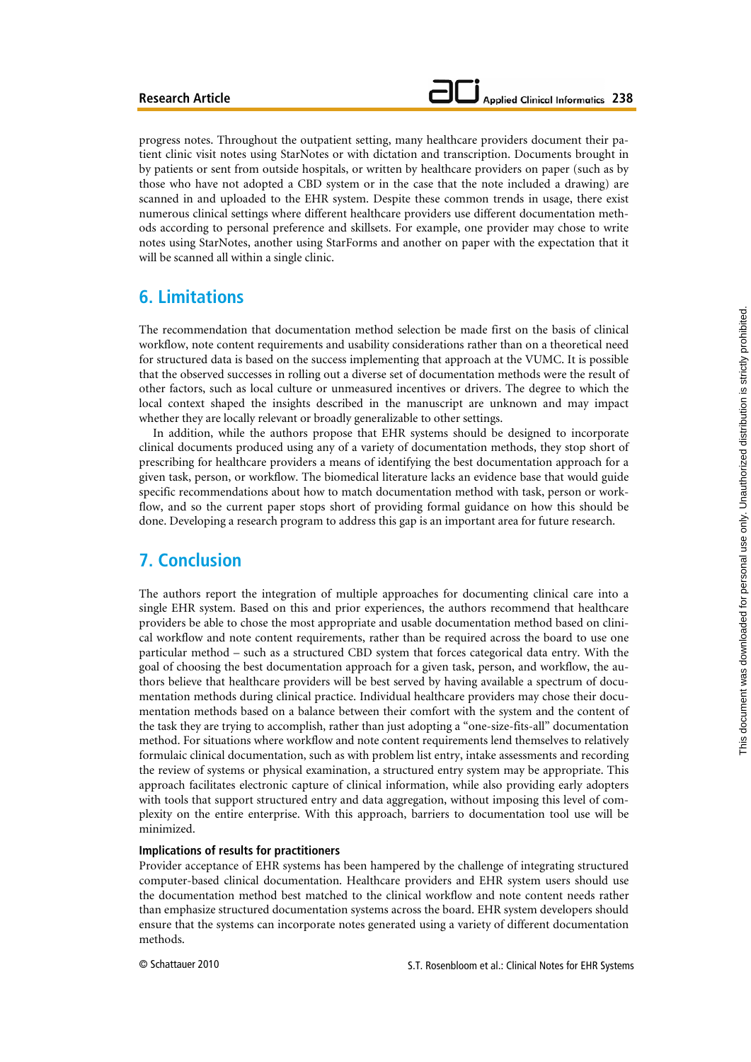progress notes. Throughout the outpatient setting, many healthcare providers document their patient clinic visit notes using StarNotes or with dictation and transcription. Documents brought in by patients or sent from outside hospitals, or written by healthcare providers on paper (such as by those who have not adopted a CBD system or in the case that the note included a drawing) are scanned in and uploaded to the EHR system. Despite these common trends in usage, there exist numerous clinical settings where different healthcare providers use different documentation methods according to personal preference and skillsets. For example, one provider may chose to write notes using StarNotes, another using StarForms and another on paper with the expectation that it will be scanned all within a single clinic.

## 6. Limitations

The recommendation that documentation method selection be made first on the basis of clinical workflow, note content requirements and usability considerations rather than on a theoretical need for structured data is based on the success implementing that approach at the VUMC. It is possible that the observed successes in rolling out a diverse set of documentation methods were the result of other factors, such as local culture or unmeasured incentives or drivers. The degree to which the local context shaped the insights described in the manuscript are unknown and may impact whether they are locally relevant or broadly generalizable to other settings.

In addition, while the authors propose that EHR systems should be designed to incorporate clinical documents produced using any of a variety of documentation methods, they stop short of prescribing for healthcare providers a means of identifying the best documentation approach for a given task, person, or workflow. The biomedical literature lacks an evidence base that would guide specific recommendations about how to match documentation method with task, person or workflow, and so the current paper stops short of providing formal guidance on how this should be done. Developing a research program to address this gap is an important area for future research.

## 7. Conclusion

The authors report the integration of multiple approaches for documenting clinical care into a single EHR system. Based on this and prior experiences, the authors recommend that healthcare providers be able to chose the most appropriate and usable documentation method based on clinical workflow and note content requirements, rather than be required across the board to use one particular method – such as a structured CBD system that forces categorical data entry. With the goal of choosing the best documentation approach for a given task, person, and workflow, the authors believe that healthcare providers will be best served by having available a spectrum of documentation methods during clinical practice. Individual healthcare providers may chose their documentation methods based on a balance between their comfort with the system and the content of the task they are trying to accomplish, rather than just adopting a "one-size-fits-all" documentation method. For situations where workflow and note content requirements lend themselves to relatively formulaic clinical documentation, such as with problem list entry, intake assessments and recording the review of systems or physical examination, a structured entry system may be appropriate. This approach facilitates electronic capture of clinical information, while also providing early adopters with tools that support structured entry and data aggregation, without imposing this level of complexity on the entire enterprise. With this approach, barriers to documentation tool use will be minimized.

### Implications of results for practitioners

Provider acceptance of EHR systems has been hampered by the challenge of integrating structured computer-based clinical documentation. Healthcare providers and EHR system users should use the documentation method best matched to the clinical workflow and note content needs rather than emphasize structured documentation systems across the board. EHR system developers should ensure that the systems can incorporate notes generated using a variety of different documentation methods.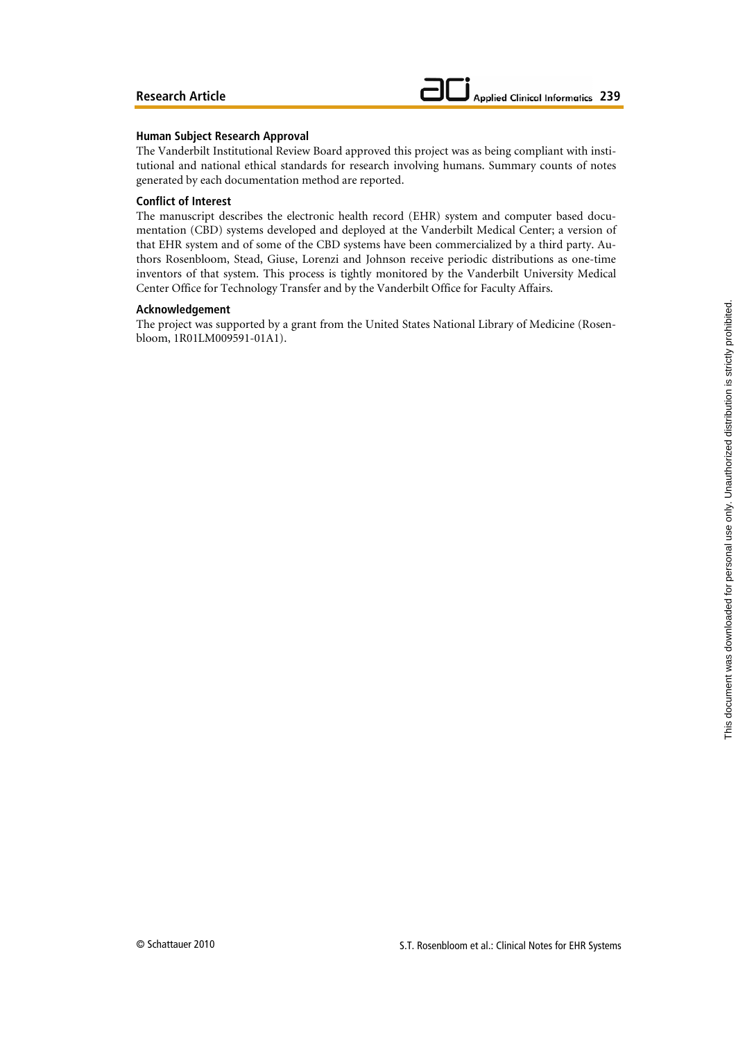### Human Subject Research Approval

The Vanderbilt Institutional Review Board approved this project was as being compliant with institutional and national ethical standards for research involving humans. Summary counts of notes generated by each documentation method are reported.

### Conflict of Interest

The manuscript describes the electronic health record (EHR) system and computer based documentation (CBD) systems developed and deployed at the Vanderbilt Medical Center; a version of that EHR system and of some of the CBD systems have been commercialized by a third party. Authors Rosenbloom, Stead, Giuse, Lorenzi and Johnson receive periodic distributions as one-time inventors of that system. This process is tightly monitored by the Vanderbilt University Medical Center Office for Technology Transfer and by the Vanderbilt Office for Faculty Affairs.

### Acknowledgement

The project was supported by a grant from the United States National Library of Medicine (Rosenbloom, 1R01LM009591-01A1).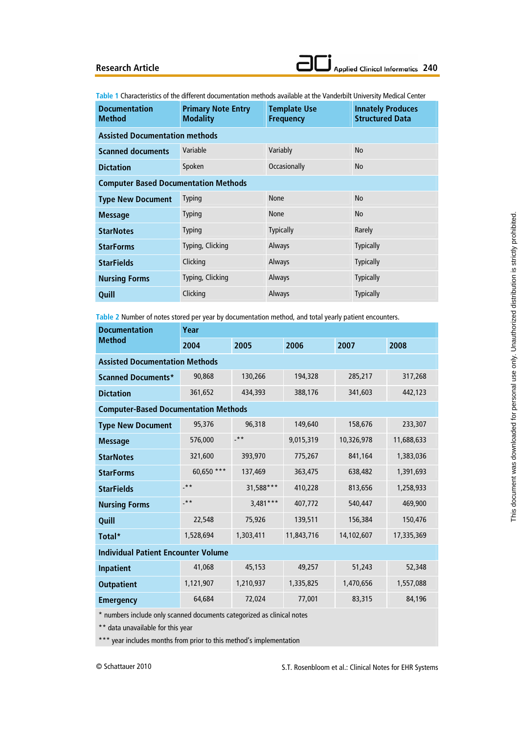Table 1 Characteristics of the different documentation methods available at the Vanderbilt University Medical Center

| Documentation Method | Primary Note Entry Modality | Template Use Frequency | Innately Produces Structured Data |
|---|---|---|---|
| **Assisted Documentation methods** | | | |
| Scanned documents | Variable | Variably | No |
| Dictation | Spoken | Occasionally | No |
| **Computer Based Documentation Methods** | | | |
| Type New Document | Typing | None | No |
| Message | Typing | None | No |
| StarNotes | Typing | Typically | Rarely |
| StarForms | Typing, Clicking | Always | Typically |
| StarFields | Clicking | Always | Typically |
| Nursing Forms | Typing, Clicking | Always | Typically |
| Quill | Clicking | Always | Typically |

Table 2 Number of notes stored per year by documentation method, and total yearly patient encounters.

| Documentation Method | Year | | | | |
|---|---|---|---|---|---|
| | 2004 | 2005 | 2006 | 2007 | 2008 |
| **Assisted Documentation Methods** | | | | | |
| Scanned Documents* | 90,868 | 130,266 | 194,328 | 285,217 | 317,268 |
| Dictation | 361,652 | 434,393 | 388,176 | 341,603 | 442,123 |
| **Computer-Based Documentation Methods** | | | | | |
| Type New Document | 95,376 | 96,318 | 149,640 | 158,676 | 233,307 |
| Message | 576,000 | -** | 9,015,319 | 10,326,978 | 11,688,633 |
| StarNotes | 321,600 | 393,970 | 775,267 | 841,164 | 1,383,036 |
| StarForms | 60,650 *** | 137,469 | 363,475 | 638,482 | 1,391,693 |
| StarFields | -** | 31,588*** | 410,228 | 813,656 | 1,258,933 |
| Nursing Forms | -** | 3,481*** | 407,772 | 540,447 | 469,900 |
| Quill | 22,548 | 75,926 | 139,511 | 156,384 | 150,476 |
| Total* | 1,528,694 | 1,303,411 | 11,843,716 | 14,102,607 | 17,335,369 |
| **Individual Patient Encounter Volume** | | | | | |
| Inpatient | 41,068 | 45,153 | 49,257 | 51,243 | 52,348 |
| Outpatient | 1,121,907 | 1,210,937 | 1,335,825 | 1,470,656 | 1,557,088 |
| Emergency | 64,684 | 72,024 | 77,001 | 83,315 | 84,196 |

\* numbers include only scanned documents categorized as clinical notes

** data unavailable for this year

*** year includes months from prior to this method's implementation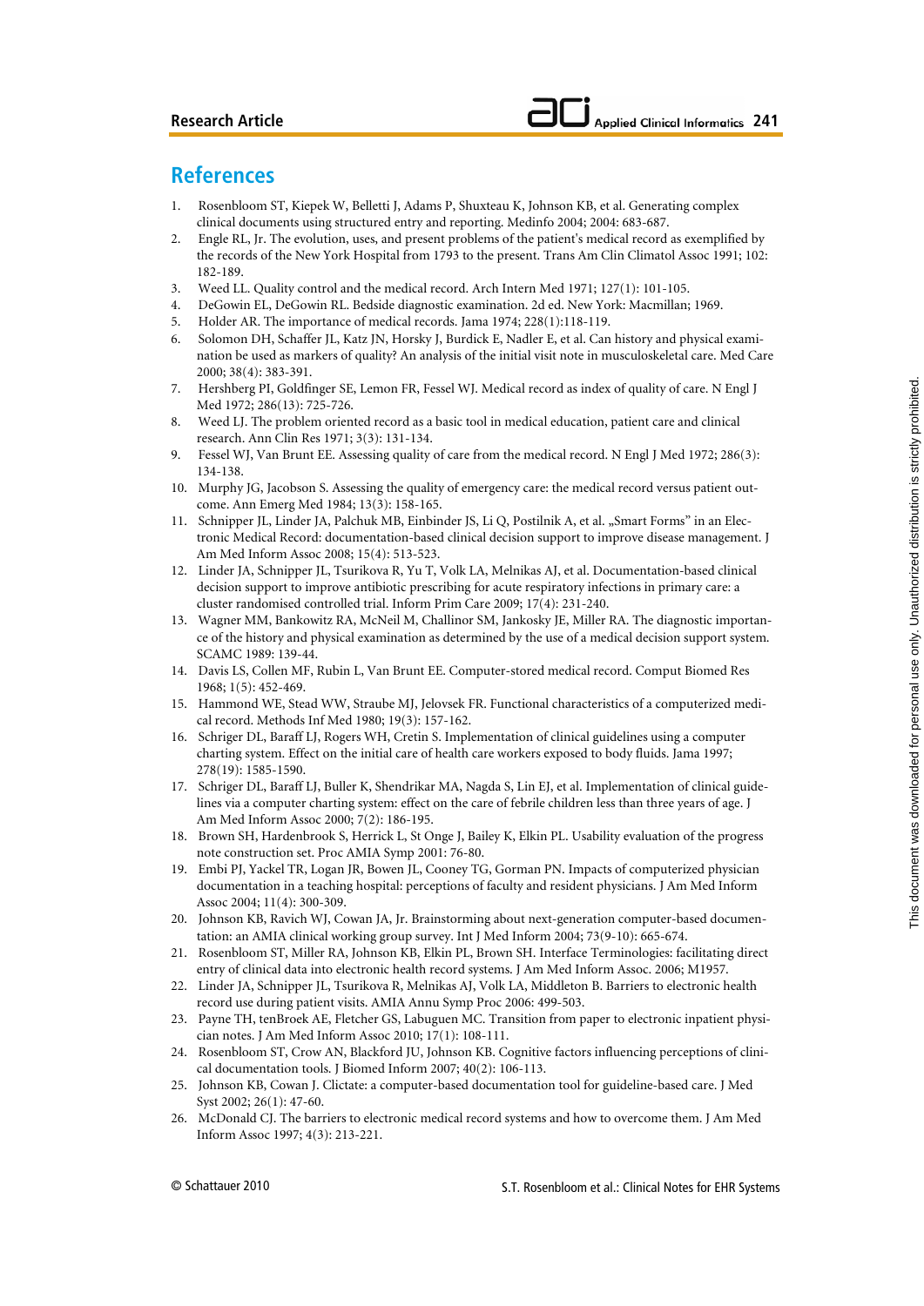## References

1. Rosenbloom ST, Kiepek W, Belletti J, Adams P, Shuxteau K, Johnson KB, et al. Generating complex clinical documents using structured entry and reporting. Medinfo 2004; 2004: 683-687.
2. Engle RL, Jr. The evolution, uses, and present problems of the patient's medical record as exemplified by the records of the New York Hospital from 1793 to the present. Trans Am Clin Climatol Assoc 1991; 102: 182-189.
3. Weed LL. Quality control and the medical record. Arch Intern Med 1971; 127(1): 101-105.
4. DeGowin EL, DeGowin RL. Bedside diagnostic examination. 2d ed. New York: Macmillan; 1969.
5. Holder AR. The importance of medical records. Jama 1974; 228(1):118-119.
6. Solomon DH, Schaffer JL, Katz JN, Horsky J, Burdick E, Nadler E, et al. Can history and physical examination be used as markers of quality? An analysis of the initial visit note in musculoskeletal care. Med Care 2000; 38(4): 383-391.
7. Hershberg PI, Goldfinger SE, Lemon FR, Fessel WJ. Medical record as index of quality of care. N Engl J Med 1972; 286(13): 725-726.
8. Weed LJ. The problem oriented record as a basic tool in medical education, patient care and clinical research. Ann Clin Res 1971; 3(3): 131-134.
9. Fessel WJ, Van Brunt EE. Assessing quality of care from the medical record. N Engl J Med 1972; 286(3): 134-138.
10. Murphy JG, Jacobson S. Assessing the quality of emergency care: the medical record versus patient outcome. Ann Emerg Med 1984; 13(3): 158-165.
11. Schnipper JL, Linder JA, Palchuk MB, Einbinder JS, Li Q, Postilnik A, et al. „Smart Forms" in an Electronic Medical Record: documentation-based clinical decision support to improve disease management. J Am Med Inform Assoc 2008; 15(4): 513-523.
12. Linder JA, Schnipper JL, Tsurikova R, Yu T, Volk LA, Melnikas AJ, et al. Documentation-based clinical decision support to improve antibiotic prescribing for acute respiratory infections in primary care: a cluster randomised controlled trial. Inform Prim Care 2009; 17(4): 231-240.
13. Wagner MM, Bankowitz RA, McNeil M, Challinor SM, Jankosky JE, Miller RA. The diagnostic importance of the history and physical examination as determined by the use of a medical decision support system. SCAMC 1989: 139-44.
14. Davis LS, Collen MF, Rubin L, Van Brunt EE. Computer-stored medical record. Comput Biomed Res 1968; 1(5): 452-469.
15. Hammond WE, Stead WW, Straube MJ, Jelovsek FR. Functional characteristics of a computerized medical record. Methods Inf Med 1980; 19(3): 157-162.
16. Schriger DL, Baraff LJ, Rogers WH, Cretin S. Implementation of clinical guidelines using a computer charting system. Effect on the initial care of health care workers exposed to body fluids. Jama 1997; 278(19): 1585-1590.
17. Schriger DL, Baraff LJ, Buller K, Shendrikar MA, Nagda S, Lin EJ, et al. Implementation of clinical guidelines via a computer charting system: effect on the care of febrile children less than three years of age. J Am Med Inform Assoc 2000; 7(2): 186-195.
18. Brown SH, Hardenbrook S, Herrick L, St Onge J, Bailey K, Elkin PL. Usability evaluation of the progress note construction set. Proc AMIA Symp 2001: 76-80.
19. Embi PJ, Yackel TR, Logan JR, Bowen JL, Cooney TG, Gorman PN. Impacts of computerized physician documentation in a teaching hospital: perceptions of faculty and resident physicians. J Am Med Inform Assoc 2004; 11(4): 300-309.
20. Johnson KB, Ravich WJ, Cowan JA, Jr. Brainstorming about next-generation computer-based documentation: an AMIA clinical working group survey. Int J Med Inform 2004; 73(9-10): 665-674.
21. Rosenbloom ST, Miller RA, Johnson KB, Elkin PL, Brown SH. Interface Terminologies: facilitating direct entry of clinical data into electronic health record systems. J Am Med Inform Assoc. 2006; M1957.
22. Linder JA, Schnipper JL, Tsurikova R, Melnikas AJ, Volk LA, Middleton B. Barriers to electronic health record use during patient visits. AMIA Annu Symp Proc 2006: 499-503.
23. Payne TH, tenBroek AE, Fletcher GS, Labuguen MC. Transition from paper to electronic inpatient physician notes. J Am Med Inform Assoc 2010; 17(1): 108-111.
24. Rosenbloom ST, Crow AN, Blackford JU, Johnson KB. Cognitive factors influencing perceptions of clinical documentation tools. J Biomed Inform 2007; 40(2): 106-113.
25. Johnson KB, Cowan J. Clictate: a computer-based documentation tool for guideline-based care. J Med Syst 2002; 26(1): 47-60.
26. McDonald CJ. The barriers to electronic medical record systems and how to overcome them. J Am Med Inform Assoc 1997; 4(3): 213-221.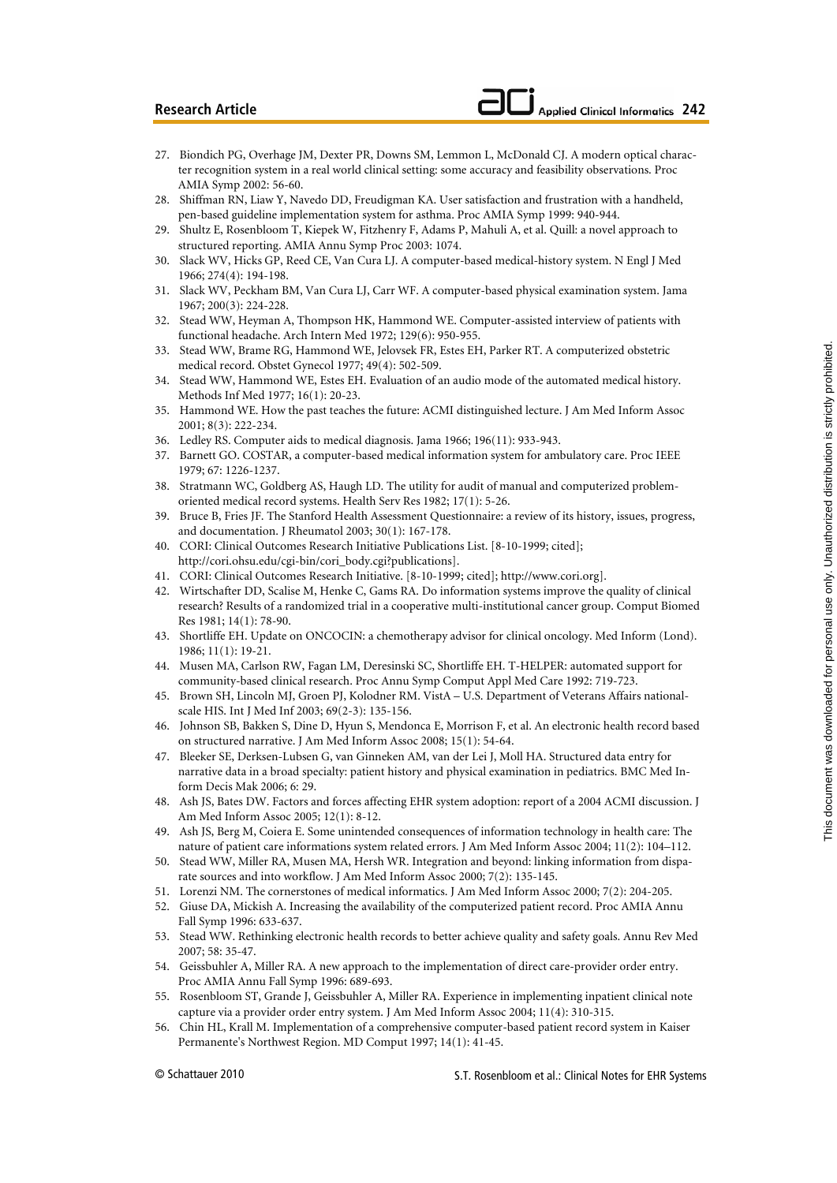27. Biondich PG, Overhage JM, Dexter PR, Downs SM, Lemmon L, McDonald CJ. A modern optical character recognition system in a real world clinical setting: some accuracy and feasibility observations. Proc AMIA Symp 2002: 56-60.
28. Shiffman RN, Liaw Y, Navedo DD, Freudigman KA. User satisfaction and frustration with a handheld, pen-based guideline implementation system for asthma. Proc AMIA Symp 1999: 940-944.
29. Shultz E, Rosenbloom T, Kiepek W, Fitzhenry F, Adams P, Mahuli A, et al. Quill: a novel approach to structured reporting. AMIA Annu Symp Proc 2003: 1074.
30. Slack WV, Hicks GP, Reed CE, Van Cura LJ. A computer-based medical-history system. N Engl J Med 1966; 274(4): 194-198.
31. Slack WV, Peckham BM, Van Cura LJ, Carr WF. A computer-based physical examination system. Jama 1967; 200(3): 224-228.
32. Stead WW, Heyman A, Thompson HK, Hammond WE. Computer-assisted interview of patients with functional headache. Arch Intern Med 1972; 129(6): 950-955.
33. Stead WW, Brame RG, Hammond WE, Jelovsek FR, Estes EH, Parker RT. A computerized obstetric medical record. Obstet Gynecol 1977; 49(4): 502-509.
34. Stead WW, Hammond WE, Estes EH. Evaluation of an audio mode of the automated medical history. Methods Inf Med 1977; 16(1): 20-23.
35. Hammond WE. How the past teaches the future: ACMI distinguished lecture. J Am Med Inform Assoc 2001; 8(3): 222-234.
36. Ledley RS. Computer aids to medical diagnosis. Jama 1966; 196(11): 933-943.
37. Barnett GO. COSTAR, a computer-based medical information system for ambulatory care. Proc IEEE 1979; 67: 1226-1237.
38. Stratmann WC, Goldberg AS, Haugh LD. The utility for audit of manual and computerized problem-oriented medical record systems. Health Serv Res 1982; 17(1): 5-26.
39. Bruce B, Fries JF. The Stanford Health Assessment Questionnaire: a review of its history, issues, progress, and documentation. J Rheumatol 2003; 30(1): 167-178.
40. CORI: Clinical Outcomes Research Initiative Publications List. [8-10-1999; cited]; http://cori.ohsu.edu/cgi-bin/cori_body.cgi?publications].
41. CORI: Clinical Outcomes Research Initiative. [8-10-1999; cited]; http://www.cori.org].
42. Wirtschafter DD, Scalise M, Henke C, Gams RA. Do information systems improve the quality of clinical research? Results of a randomized trial in a cooperative multi-institutional cancer group. Comput Biomed Res 1981; 14(1): 78-90.
43. Shortliffe EH. Update on ONCOCIN: a chemotherapy advisor for clinical oncology. Med Inform (Lond). 1986; 11(1): 19-21.
44. Musen MA, Carlson RW, Fagan LM, Deresinski SC, Shortliffe EH. T-HELPER: automated support for community-based clinical research. Proc Annu Symp Comput Appl Med Care 1992: 719-723.
45. Brown SH, Lincoln MJ, Groen PJ, Kolodner RM. VistA – U.S. Department of Veterans Affairs national-scale HIS. Int J Med Inf 2003; 69(2-3): 135-156.
46. Johnson SB, Bakken S, Dine D, Hyun S, Mendonca E, Morrison F, et al. An electronic health record based on structured narrative. J Am Med Inform Assoc 2008; 15(1): 54-64.
47. Bleeker SE, Derksen-Lubsen G, van Ginneken AM, van der Lei J, Moll HA. Structured data entry for narrative data in a broad specialty: patient history and physical examination in pediatrics. BMC Med Inform Decis Mak 2006; 6: 29.
48. Ash JS, Bates DW. Factors and forces affecting EHR system adoption: report of a 2004 ACMI discussion. J Am Med Inform Assoc 2005; 12(1): 8-12.
49. Ash JS, Berg M, Coiera E. Some unintended consequences of information technology in health care: The nature of patient care informations system related errors. J Am Med Inform Assoc 2004; 11(2): 104–112.
50. Stead WW, Miller RA, Musen MA, Hersh WR. Integration and beyond: linking information from disparate sources and into workflow. J Am Med Inform Assoc 2000; 7(2): 135-145.
51. Lorenzi NM. The cornerstones of medical informatics. J Am Med Inform Assoc 2000; 7(2): 204-205.
52. Giuse DA, Mickish A. Increasing the availability of the computerized patient record. Proc AMIA Annu Fall Symp 1996: 633-637.
53. Stead WW. Rethinking electronic health records to better achieve quality and safety goals. Annu Rev Med 2007; 58: 35-47.
54. Geissbuhler A, Miller RA. A new approach to the implementation of direct care-provider order entry. Proc AMIA Annu Fall Symp 1996: 689-693.
55. Rosenbloom ST, Grande J, Geissbuhler A, Miller RA. Experience in implementing inpatient clinical note capture via a provider order entry system. J Am Med Inform Assoc 2004; 11(4): 310-315.
56. Chin HL, Krall M. Implementation of a comprehensive computer-based patient record system in Kaiser Permanente's Northwest Region. MD Comput 1997; 14(1): 41-45.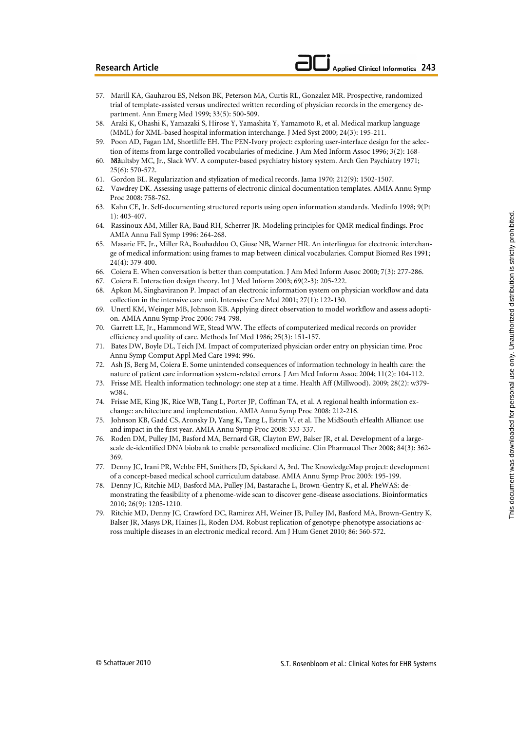57. Marill KA, Gauharou ES, Nelson BK, Peterson MA, Curtis RL, Gonzalez MR. Prospective, randomized trial of template-assisted versus undirected written recording of physician records in the emergency department. Ann Emerg Med 1999; 33(5): 500-509.
58. Araki K, Ohashi K, Yamazaki S, Hirose Y, Yamashita Y, Yamamoto R, et al. Medical markup language (MML) for XML-based hospital information interchange. J Med Syst 2000; 24(3): 195-211.
59. Poon AD, Fagan LM, Shortliffe EH. The PEN-Ivory project: exploring user-interface design for the selection of items from large controlled vocabularies of medicine. J Am Med Inform Assoc 1996; 3(2): 168-183.
60. Maultsby MC, Jr., Slack WV. A computer-based psychiatry history system. Arch Gen Psychiatry 1971; 25(6): 570-572.
61. Gordon BL. Regularization and stylization of medical records. Jama 1970; 212(9): 1502-1507.
62. Vawdrey DK. Assessing usage patterns of electronic clinical documentation templates. AMIA Annu Symp Proc 2008: 758-762.
63. Kahn CE, Jr. Self-documenting structured reports using open information standards. Medinfo 1998; 9(Pt 1): 403-407.
64. Rassinoux AM, Miller RA, Baud RH, Scherrer JR. Modeling principles for QMR medical findings. Proc AMIA Annu Fall Symp 1996: 264-268.
65. Masarie FE, Jr., Miller RA, Bouhaddou O, Giuse NB, Warner HR. An interlingua for electronic interchange of medical information: using frames to map between clinical vocabularies. Comput Biomed Res 1991; 24(4): 379-400.
66. Coiera E. When conversation is better than computation. J Am Med Inform Assoc 2000; 7(3): 277-286.
67. Coiera E. Interaction design theory. Int J Med Inform 2003; 69(2-3): 205-222.
68. Apkon M, Singhaviranon P. Impact of an electronic information system on physician workflow and data collection in the intensive care unit. Intensive Care Med 2001; 27(1): 122-130.
69. Unertl KM, Weinger MB, Johnson KB. Applying direct observation to model workflow and assess adoption. AMIA Annu Symp Proc 2006: 794-798.
70. Garrett LE, Jr., Hammond WE, Stead WW. The effects of computerized medical records on provider efficiency and quality of care. Methods Inf Med 1986; 25(3): 151-157.
71. Bates DW, Boyle DL, Teich JM. Impact of computerized physician order entry on physician time. Proc Annu Symp Comput Appl Med Care 1994: 996.
72. Ash JS, Berg M, Coiera E. Some unintended consequences of information technology in health care: the nature of patient care information system-related errors. J Am Med Inform Assoc 2004; 11(2): 104-112.
73. Frisse ME. Health information technology: one step at a time. Health Aff (Millwood). 2009; 28(2): w379-w384.
74. Frisse ME, King JK, Rice WB, Tang L, Porter JP, Coffman TA, et al. A regional health information exchange: architecture and implementation. AMIA Annu Symp Proc 2008: 212-216.
75. Johnson KB, Gadd CS, Aronsky D, Yang K, Tang L, Estrin V, et al. The MidSouth eHealth Alliance: use and impact in the first year. AMIA Annu Symp Proc 2008: 333-337.
76. Roden DM, Pulley JM, Basford MA, Bernard GR, Clayton EW, Balser JR, et al. Development of a large-scale de-identified DNA biobank to enable personalized medicine. Clin Pharmacol Ther 2008; 84(3): 362-369.
77. Denny JC, Irani PR, Wehbe FH, Smithers JD, Spickard A, 3rd. The KnowledgeMap project: development of a concept-based medical school curriculum database. AMIA Annu Symp Proc 2003: 195-199.
78. Denny JC, Ritchie MD, Basford MA, Pulley JM, Bastarache L, Brown-Gentry K, et al. PheWAS: demonstrating the feasibility of a phenome-wide scan to discover gene-disease associations. Bioinformatics 2010; 26(9): 1205-1210.
79. Ritchie MD, Denny JC, Crawford DC, Ramirez AH, Weiner JB, Pulley JM, Basford MA, Brown-Gentry K, Balser JR, Masys DR, Haines JL, Roden DM. Robust replication of genotype-phenotype associations across multiple diseases in an electronic medical record. Am J Hum Genet 2010; 86: 560-572.